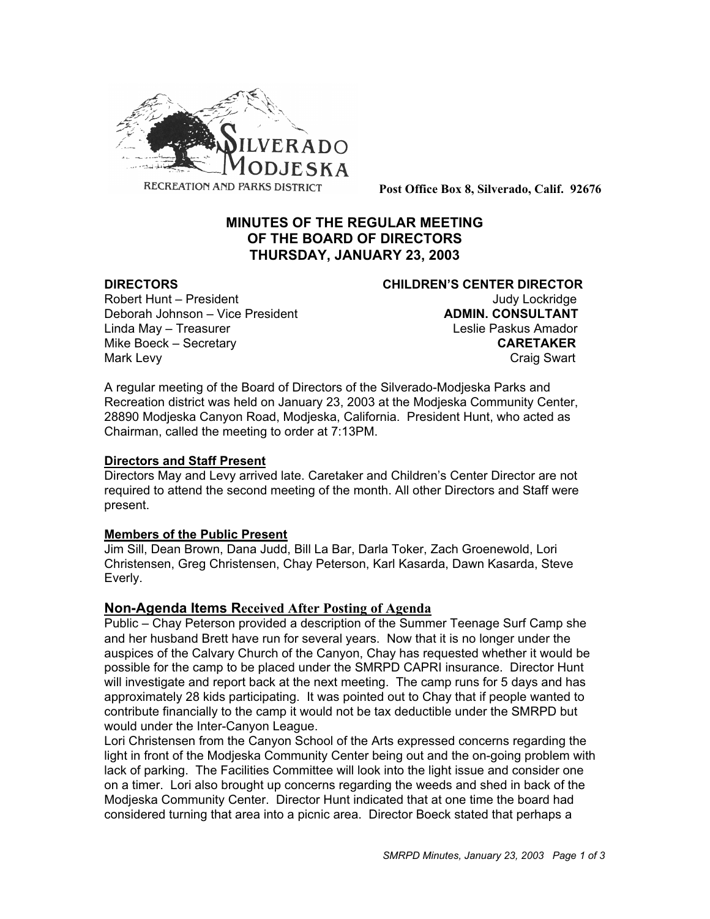SILVERADO MODJESKA
RECREATION AND PARKS DISTRICT

**Post Office Box 8, Silverado, Calif. 92676**

# MINUTES OF THE REGULAR MEETING OF THE BOARD OF DIRECTORS THURSDAY, JANUARY 23, 2003

**DIRECTORS**
Robert Hunt – President
Deborah Johnson – Vice President
Linda May – Treasurer
Mike Boeck – Secretary
Mark Levy

**CHILDREN'S CENTER DIRECTOR**
Judy Lockridge
**ADMIN. CONSULTANT**
Leslie Paskus Amador
**CARETAKER**
Craig Swart

A regular meeting of the Board of Directors of the Silverado-Modjeska Parks and Recreation district was held on January 23, 2003 at the Modjeska Community Center, 28890 Modjeska Canyon Road, Modjeska, California. President Hunt, who acted as Chairman, called the meeting to order at 7:13PM.

**Directors and Staff Present**
Directors May and Levy arrived late. Caretaker and Children's Center Director are not required to attend the second meeting of the month. All other Directors and Staff were present.

**Members of the Public Present**
Jim Sill, Dean Brown, Dana Judd, Bill La Bar, Darla Toker, Zach Groenewold, Lori Christensen, Greg Christensen, Chay Peterson, Karl Kasarda, Dawn Kasarda, Steve Everly.

## Non-Agenda Items Received After Posting of Agenda

Public – Chay Peterson provided a description of the Summer Teenage Surf Camp she and her husband Brett have run for several years. Now that it is no longer under the auspices of the Calvary Church of the Canyon, Chay has requested whether it would be possible for the camp to be placed under the SMRPD CAPRI insurance. Director Hunt will investigate and report back at the next meeting. The camp runs for 5 days and has approximately 28 kids participating. It was pointed out to Chay that if people wanted to contribute financially to the camp it would not be tax deductible under the SMRPD but would under the Inter-Canyon League.

Lori Christensen from the Canyon School of the Arts expressed concerns regarding the light in front of the Modjeska Community Center being out and the on-going problem with lack of parking. The Facilities Committee will look into the light issue and consider one on a timer. Lori also brought up concerns regarding the weeds and shed in back of the Modjeska Community Center. Director Hunt indicated that at one time the board had considered turning that area into a picnic area. Director Boeck stated that perhaps a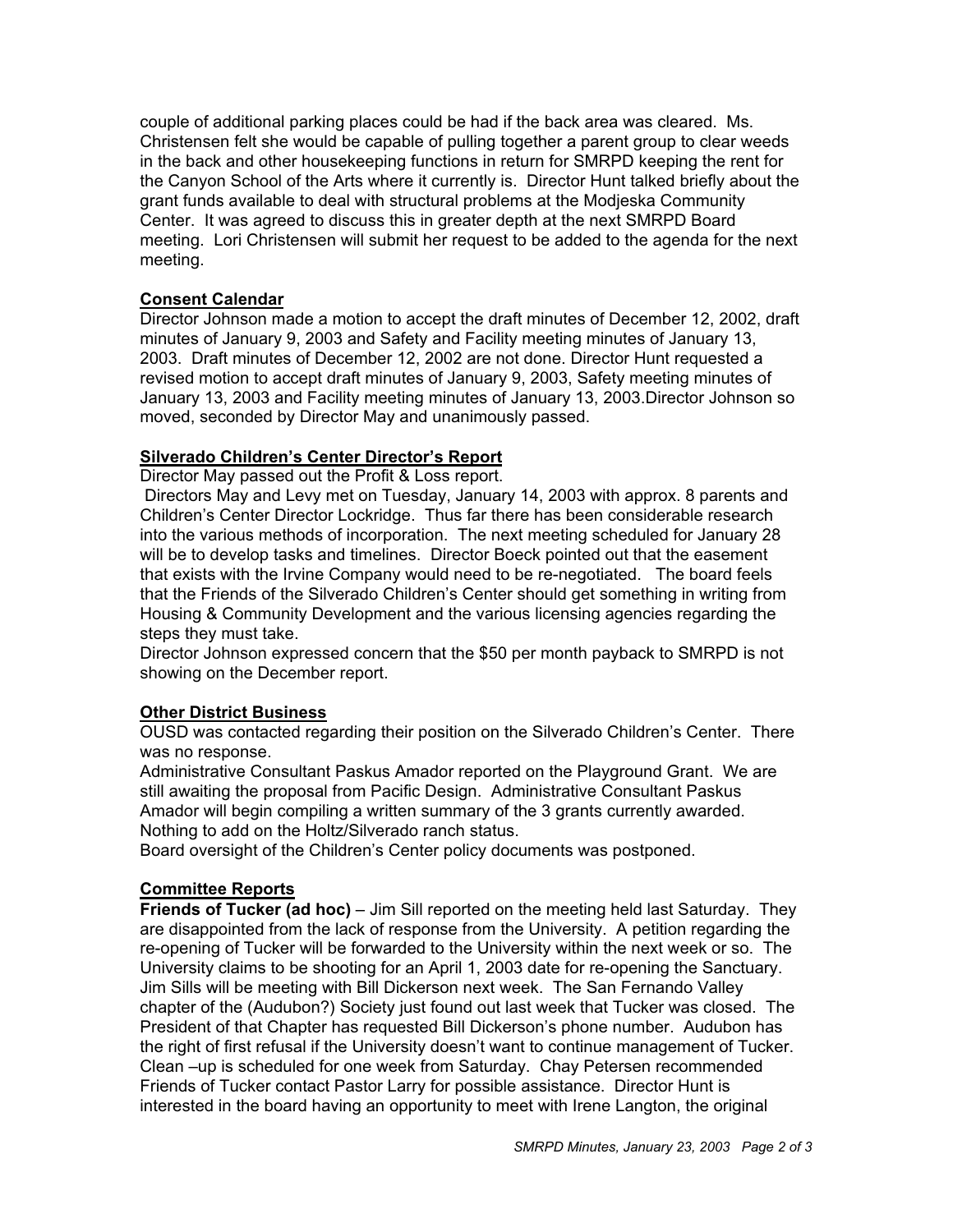couple of additional parking places could be had if the back area was cleared. Ms. Christensen felt she would be capable of pulling together a parent group to clear weeds in the back and other housekeeping functions in return for SMRPD keeping the rent for the Canyon School of the Arts where it currently is. Director Hunt talked briefly about the grant funds available to deal with structural problems at the Modjeska Community Center. It was agreed to discuss this in greater depth at the next SMRPD Board meeting. Lori Christensen will submit her request to be added to the agenda for the next meeting.

## Consent Calendar

Director Johnson made a motion to accept the draft minutes of December 12, 2002, draft minutes of January 9, 2003 and Safety and Facility meeting minutes of January 13, 2003. Draft minutes of December 12, 2002 are not done. Director Hunt requested a revised motion to accept draft minutes of January 9, 2003, Safety meeting minutes of January 13, 2003 and Facility meeting minutes of January 13, 2003.Director Johnson so moved, seconded by Director May and unanimously passed.

## Silverado Children's Center Director's Report

Director May passed out the Profit & Loss report.

Directors May and Levy met on Tuesday, January 14, 2003 with approx. 8 parents and Children's Center Director Lockridge. Thus far there has been considerable research into the various methods of incorporation. The next meeting scheduled for January 28 will be to develop tasks and timelines. Director Boeck pointed out that the easement that exists with the Irvine Company would need to be re-negotiated. The board feels that the Friends of the Silverado Children's Center should get something in writing from Housing & Community Development and the various licensing agencies regarding the steps they must take.

Director Johnson expressed concern that the $50 per month payback to SMRPD is not showing on the December report.

## Other District Business

OUSD was contacted regarding their position on the Silverado Children's Center. There was no response.

Administrative Consultant Paskus Amador reported on the Playground Grant. We are still awaiting the proposal from Pacific Design. Administrative Consultant Paskus Amador will begin compiling a written summary of the 3 grants currently awarded.

Nothing to add on the Holtz/Silverado ranch status.

Board oversight of the Children's Center policy documents was postponed.

## Committee Reports

**Friends of Tucker (ad hoc)** – Jim Sill reported on the meeting held last Saturday. They are disappointed from the lack of response from the University. A petition regarding the re-opening of Tucker will be forwarded to the University within the next week or so. The University claims to be shooting for an April 1, 2003 date for re-opening the Sanctuary. Jim Sills will be meeting with Bill Dickerson next week. The San Fernando Valley chapter of the (Audubon?) Society just found out last week that Tucker was closed. The President of that Chapter has requested Bill Dickerson's phone number. Audubon has the right of first refusal if the University doesn't want to continue management of Tucker. Clean –up is scheduled for one week from Saturday. Chay Petersen recommended Friends of Tucker contact Pastor Larry for possible assistance. Director Hunt is interested in the board having an opportunity to meet with Irene Langton, the original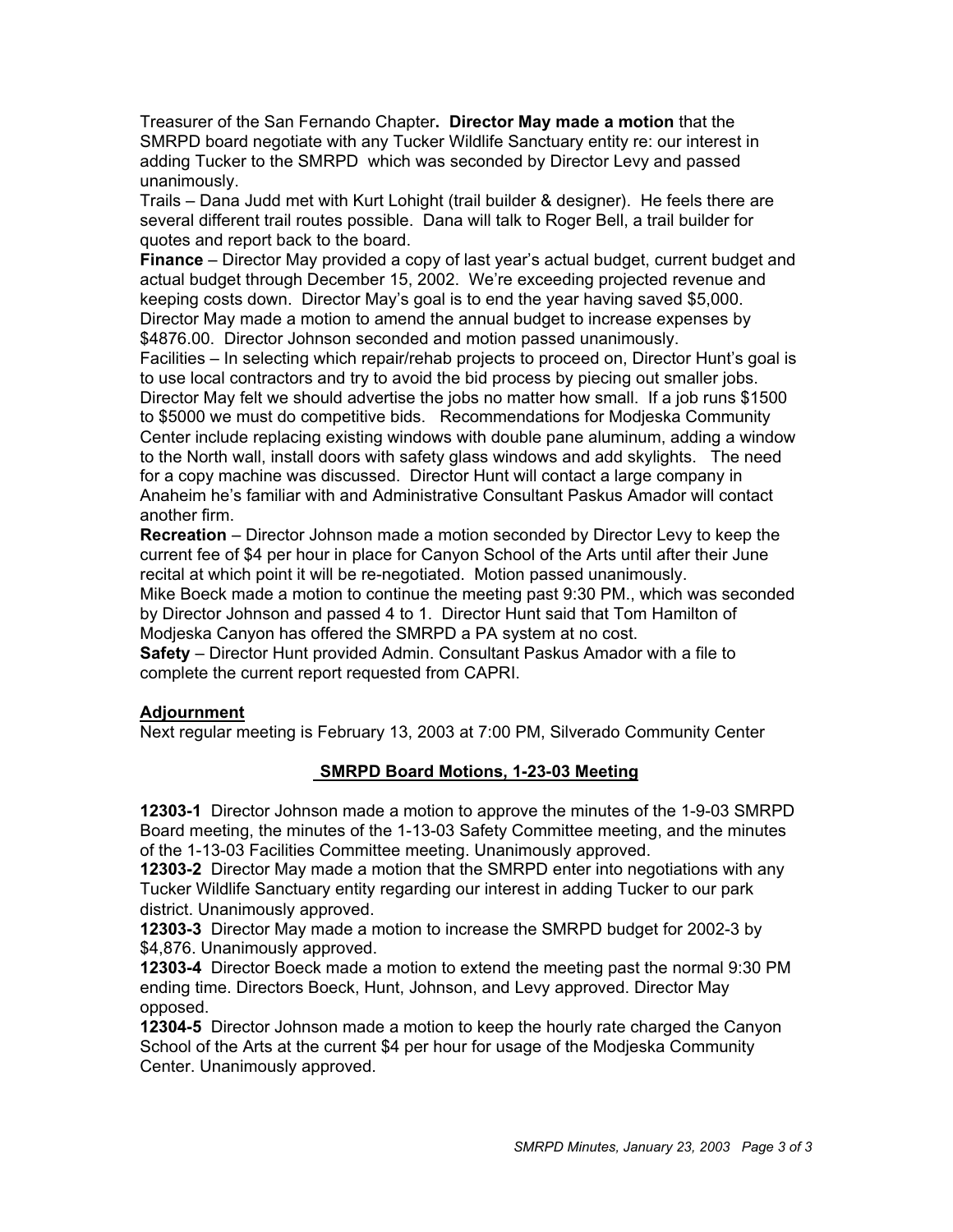Treasurer of the San Fernando Chapter**. Director May made a motion** that the SMRPD board negotiate with any Tucker Wildlife Sanctuary entity re: our interest in adding Tucker to the SMRPD which was seconded by Director Levy and passed unanimously.

Trails – Dana Judd met with Kurt Lohight (trail builder & designer). He feels there are several different trail routes possible. Dana will talk to Roger Bell, a trail builder for quotes and report back to the board.

**Finance** – Director May provided a copy of last year's actual budget, current budget and actual budget through December 15, 2002. We're exceeding projected revenue and keeping costs down. Director May's goal is to end the year having saved $5,000. Director May made a motion to amend the annual budget to increase expenses by $4876.00. Director Johnson seconded and motion passed unanimously.

Facilities – In selecting which repair/rehab projects to proceed on, Director Hunt's goal is to use local contractors and try to avoid the bid process by piecing out smaller jobs. Director May felt we should advertise the jobs no matter how small. If a job runs $1500 to $5000 we must do competitive bids. Recommendations for Modjeska Community Center include replacing existing windows with double pane aluminum, adding a window to the North wall, install doors with safety glass windows and add skylights. The need for a copy machine was discussed. Director Hunt will contact a large company in Anaheim he's familiar with and Administrative Consultant Paskus Amador will contact another firm.

**Recreation** – Director Johnson made a motion seconded by Director Levy to keep the current fee of $4 per hour in place for Canyon School of the Arts until after their June recital at which point it will be re-negotiated. Motion passed unanimously.

Mike Boeck made a motion to continue the meeting past 9:30 PM., which was seconded by Director Johnson and passed 4 to 1. Director Hunt said that Tom Hamilton of Modjeska Canyon has offered the SMRPD a PA system at no cost.

**Safety** – Director Hunt provided Admin. Consultant Paskus Amador with a file to complete the current report requested from CAPRI.

## Adjournment

Next regular meeting is February 13, 2003 at 7:00 PM, Silverado Community Center

## SMRPD Board Motions, 1-23-03 Meeting

**12303-1** Director Johnson made a motion to approve the minutes of the 1-9-03 SMRPD Board meeting, the minutes of the 1-13-03 Safety Committee meeting, and the minutes of the 1-13-03 Facilities Committee meeting. Unanimously approved.

**12303-2** Director May made a motion that the SMRPD enter into negotiations with any Tucker Wildlife Sanctuary entity regarding our interest in adding Tucker to our park district. Unanimously approved.

**12303-3** Director May made a motion to increase the SMRPD budget for 2002-3 by $4,876. Unanimously approved.

**12303-4** Director Boeck made a motion to extend the meeting past the normal 9:30 PM ending time. Directors Boeck, Hunt, Johnson, and Levy approved. Director May opposed.

**12304-5** Director Johnson made a motion to keep the hourly rate charged the Canyon School of the Arts at the current $4 per hour for usage of the Modjeska Community Center. Unanimously approved.